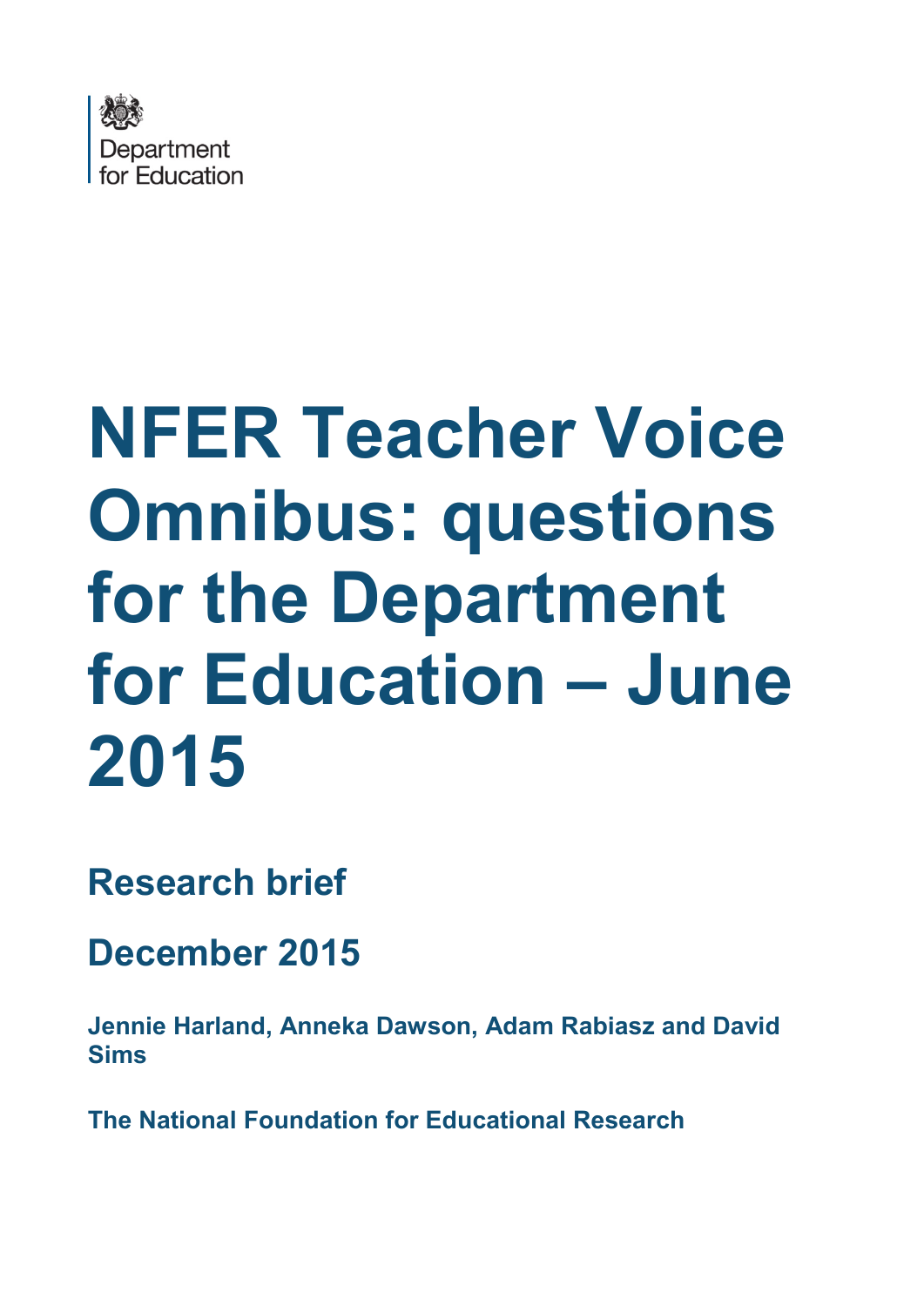Department for Education

# NFER Teacher Voice Omnibus: questions for the Department for Education – June 2015

## Research brief

## December 2015

**Jennie Harland, Anneka Dawson, Adam Rabiasz and David Sims**

**The National Foundation for Educational Research**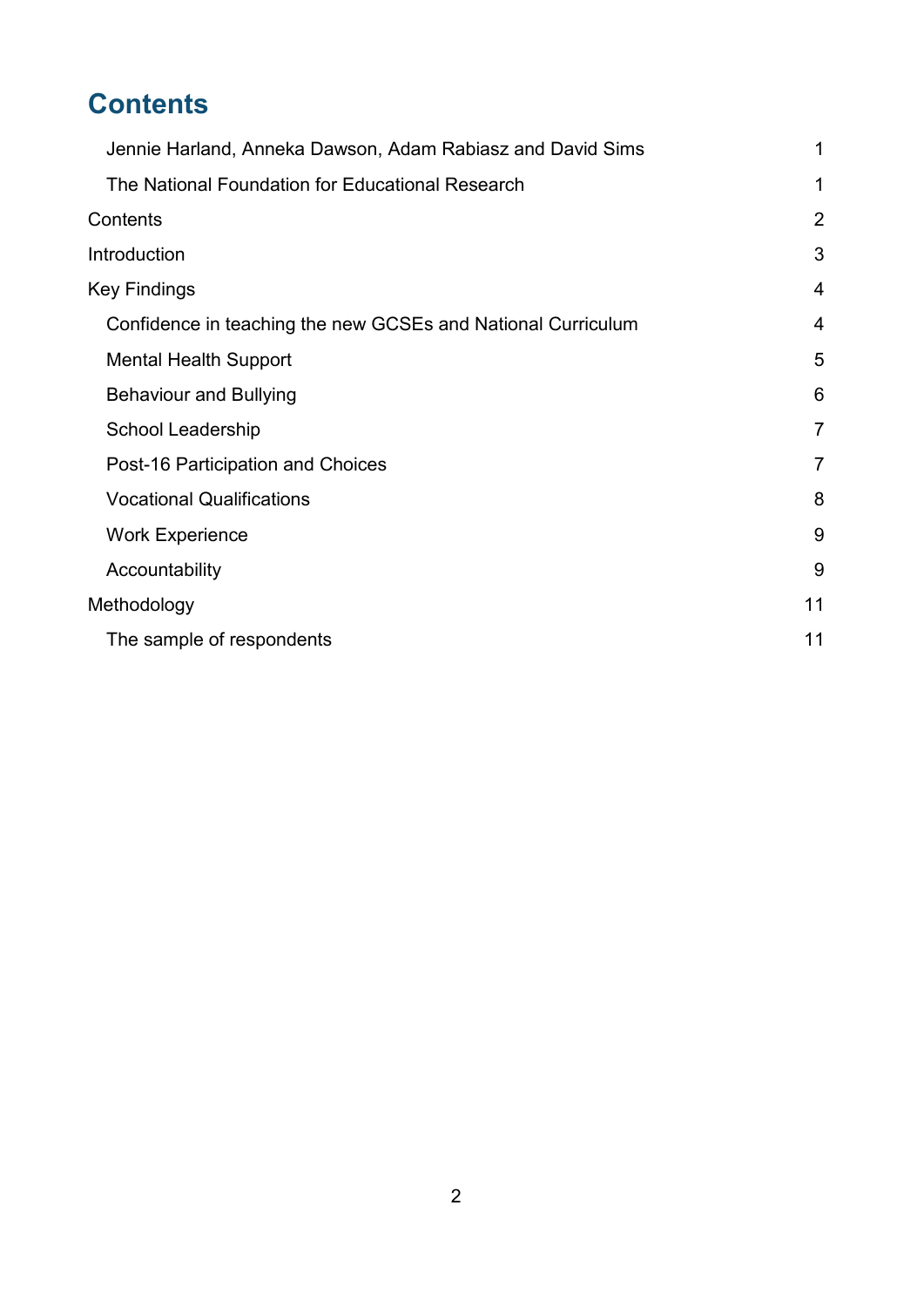# Contents

| | |
|---|---|
| Jennie Harland, Anneka Dawson, Adam Rabiasz and David Sims | 1 |
| The National Foundation for Educational Research | 1 |
| Contents | 2 |
| Introduction | 3 |
| Key Findings | 4 |
| Confidence in teaching the new GCSEs and National Curriculum | 4 |
| Mental Health Support | 5 |
| Behaviour and Bullying | 6 |
| School Leadership | 7 |
| Post-16 Participation and Choices | 7 |
| Vocational Qualifications | 8 |
| Work Experience | 9 |
| Accountability | 9 |
| Methodology | 11 |
| The sample of respondents | 11 |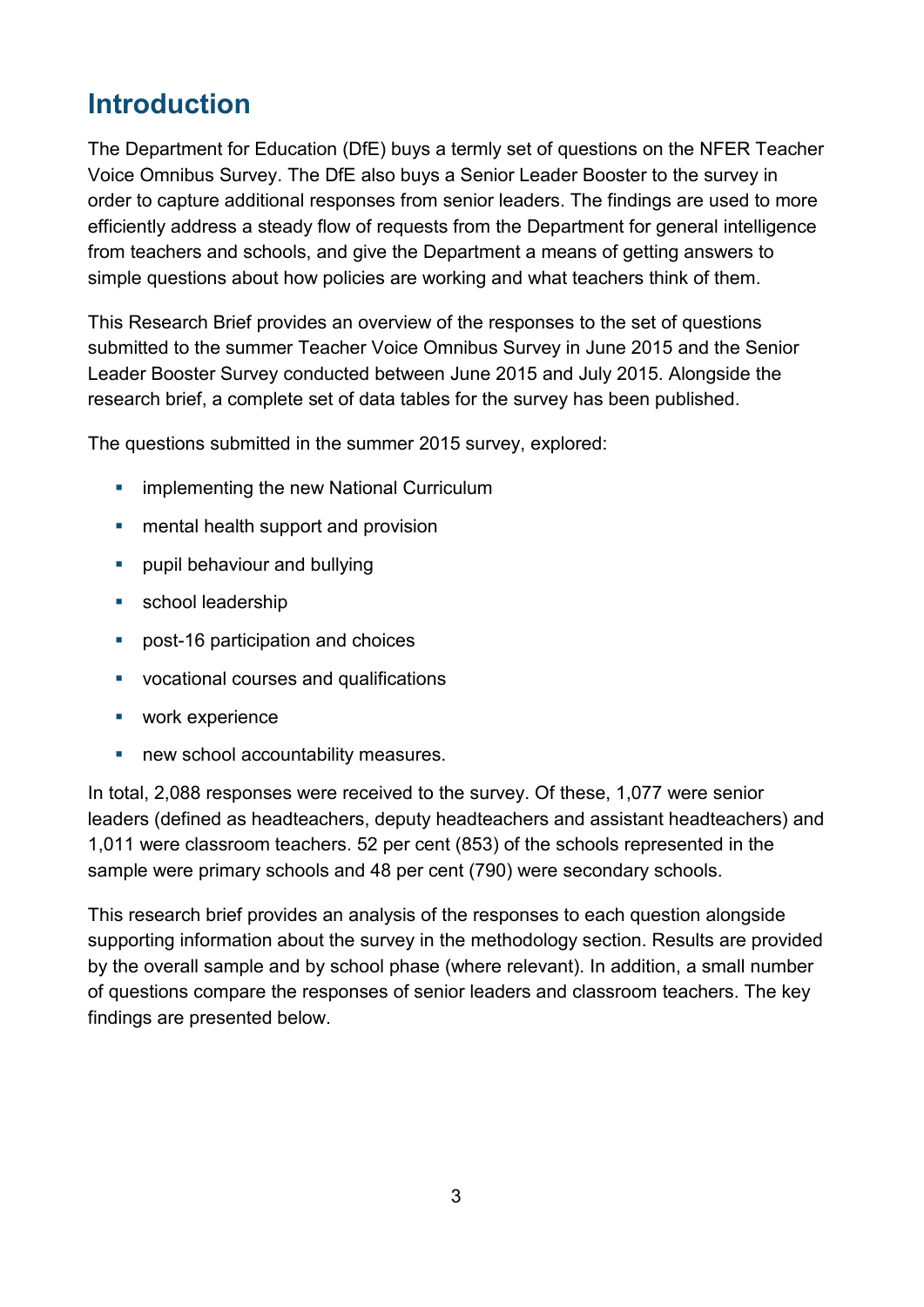## Introduction

The Department for Education (DfE) buys a termly set of questions on the NFER Teacher Voice Omnibus Survey. The DfE also buys a Senior Leader Booster to the survey in order to capture additional responses from senior leaders. The findings are used to more efficiently address a steady flow of requests from the Department for general intelligence from teachers and schools, and give the Department a means of getting answers to simple questions about how policies are working and what teachers think of them.

This Research Brief provides an overview of the responses to the set of questions submitted to the summer Teacher Voice Omnibus Survey in June 2015 and the Senior Leader Booster Survey conducted between June 2015 and July 2015. Alongside the research brief, a complete set of data tables for the survey has been published.

The questions submitted in the summer 2015 survey, explored:

- implementing the new National Curriculum
- mental health support and provision
- pupil behaviour and bullying
- school leadership
- post-16 participation and choices
- vocational courses and qualifications
- work experience
- new school accountability measures.

In total, 2,088 responses were received to the survey. Of these, 1,077 were senior leaders (defined as headteachers, deputy headteachers and assistant headteachers) and 1,011 were classroom teachers. 52 per cent (853) of the schools represented in the sample were primary schools and 48 per cent (790) were secondary schools.

This research brief provides an analysis of the responses to each question alongside supporting information about the survey in the methodology section. Results are provided by the overall sample and by school phase (where relevant). In addition, a small number of questions compare the responses of senior leaders and classroom teachers. The key findings are presented below.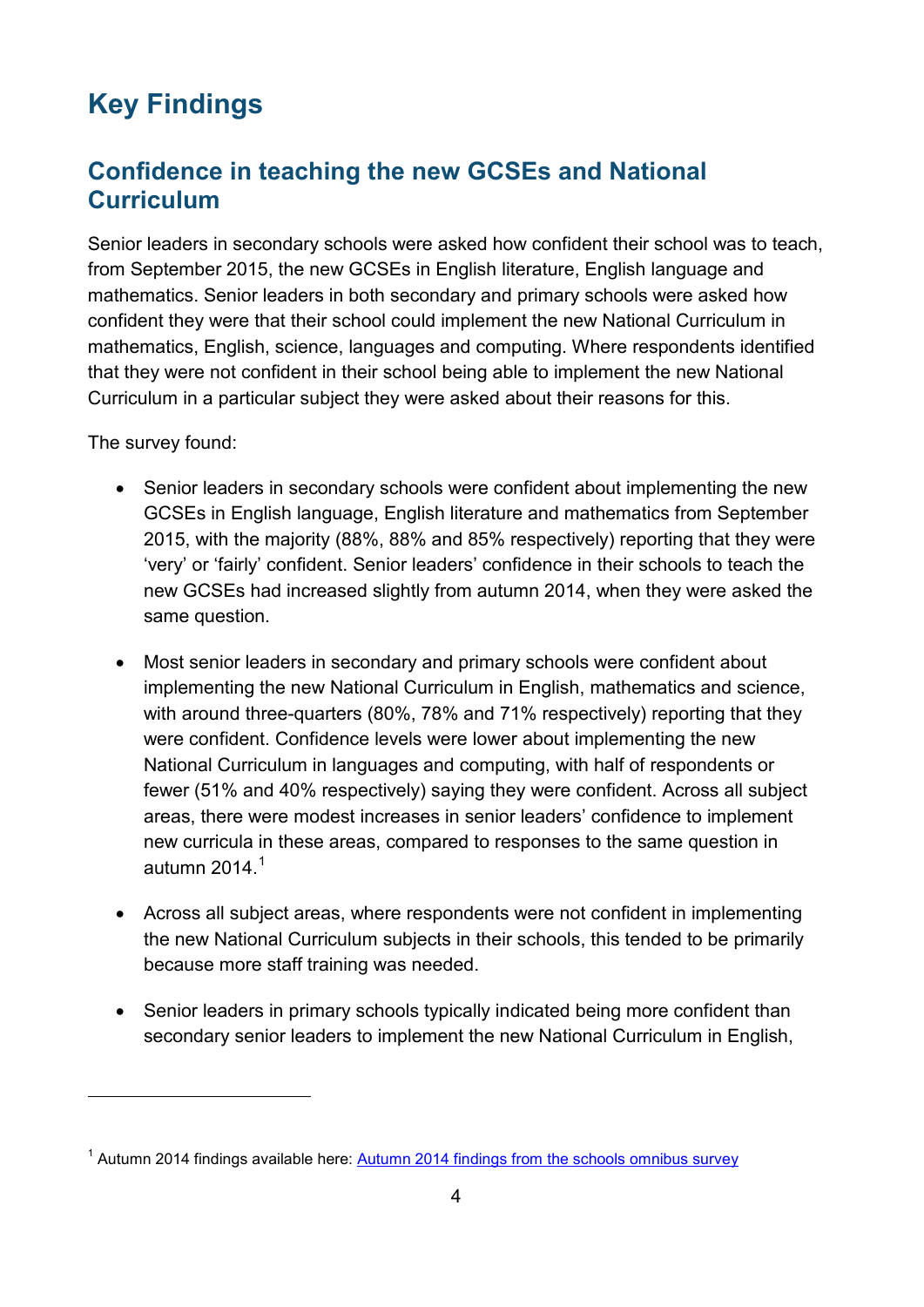# Key Findings

## Confidence in teaching the new GCSEs and National Curriculum

Senior leaders in secondary schools were asked how confident their school was to teach, from September 2015, the new GCSEs in English literature, English language and mathematics. Senior leaders in both secondary and primary schools were asked how confident they were that their school could implement the new National Curriculum in mathematics, English, science, languages and computing. Where respondents identified that they were not confident in their school being able to implement the new National Curriculum in a particular subject they were asked about their reasons for this.

The survey found:

- Senior leaders in secondary schools were confident about implementing the new GCSEs in English language, English literature and mathematics from September 2015, with the majority (88%, 88% and 85% respectively) reporting that they were 'very' or 'fairly' confident. Senior leaders' confidence in their schools to teach the new GCSEs had increased slightly from autumn 2014, when they were asked the same question.

- Most senior leaders in secondary and primary schools were confident about implementing the new National Curriculum in English, mathematics and science, with around three-quarters (80%, 78% and 71% respectively) reporting that they were confident. Confidence levels were lower about implementing the new National Curriculum in languages and computing, with half of respondents or fewer (51% and 40% respectively) saying they were confident. Across all subject areas, there were modest increases in senior leaders' confidence to implement new curricula in these areas, compared to responses to the same question in autumn 2014.[1]

- Across all subject areas, where respondents were not confident in implementing the new National Curriculum subjects in their schools, this tended to be primarily because more staff training was needed.

- Senior leaders in primary schools typically indicated being more confident than secondary senior leaders to implement the new National Curriculum in English,

---

[1] Autumn 2014 findings available here: [Autumn 2014 findings from the schools omnibus survey]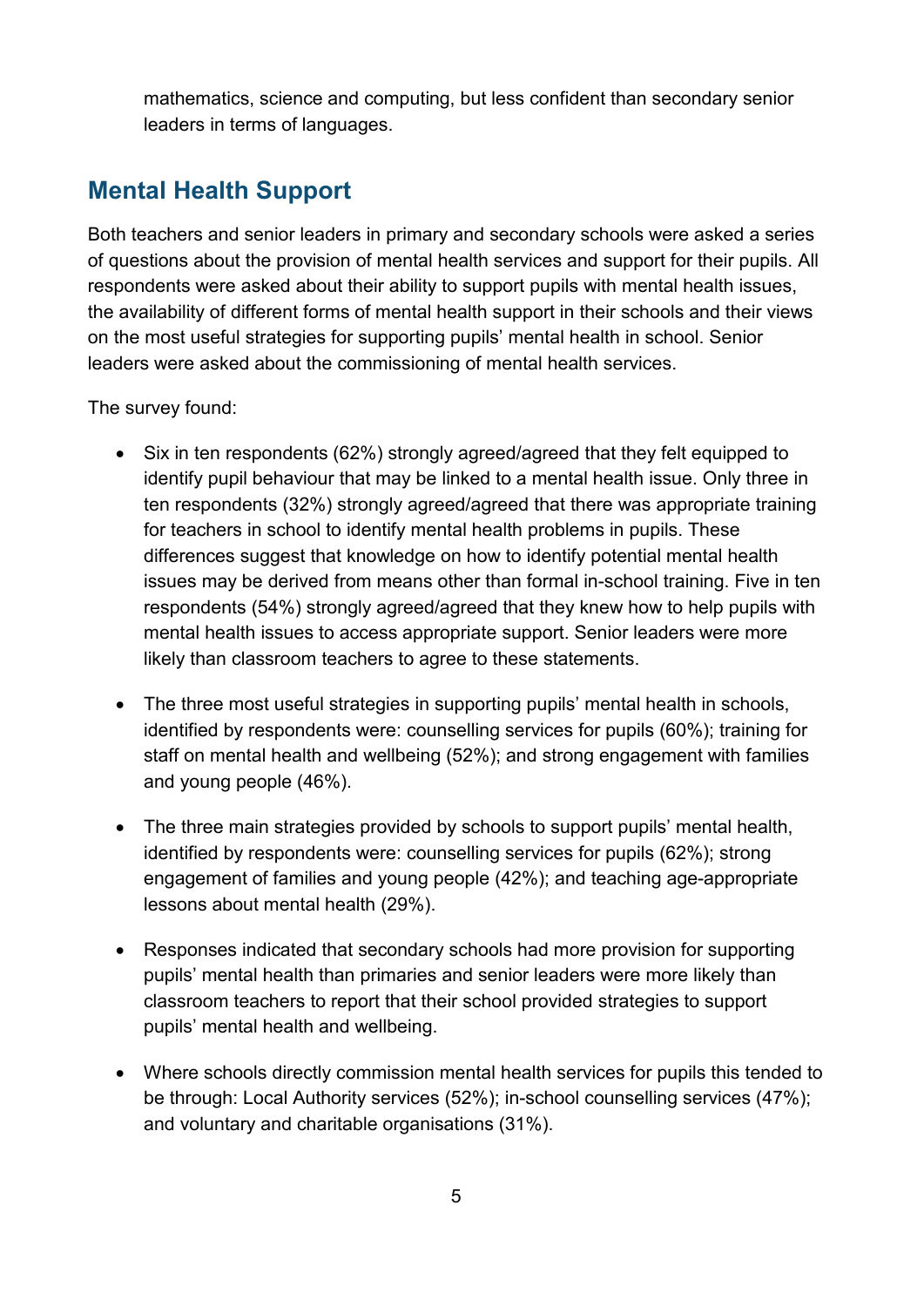mathematics, science and computing, but less confident than secondary senior leaders in terms of languages.

## Mental Health Support

Both teachers and senior leaders in primary and secondary schools were asked a series of questions about the provision of mental health services and support for their pupils. All respondents were asked about their ability to support pupils with mental health issues, the availability of different forms of mental health support in their schools and their views on the most useful strategies for supporting pupils' mental health in school. Senior leaders were asked about the commissioning of mental health services.

The survey found:

- Six in ten respondents (62%) strongly agreed/agreed that they felt equipped to identify pupil behaviour that may be linked to a mental health issue. Only three in ten respondents (32%) strongly agreed/agreed that there was appropriate training for teachers in school to identify mental health problems in pupils. These differences suggest that knowledge on how to identify potential mental health issues may be derived from means other than formal in-school training. Five in ten respondents (54%) strongly agreed/agreed that they knew how to help pupils with mental health issues to access appropriate support. Senior leaders were more likely than classroom teachers to agree to these statements.
- The three most useful strategies in supporting pupils' mental health in schools, identified by respondents were: counselling services for pupils (60%); training for staff on mental health and wellbeing (52%); and strong engagement with families and young people (46%).
- The three main strategies provided by schools to support pupils' mental health, identified by respondents were: counselling services for pupils (62%); strong engagement of families and young people (42%); and teaching age-appropriate lessons about mental health (29%).
- Responses indicated that secondary schools had more provision for supporting pupils' mental health than primaries and senior leaders were more likely than classroom teachers to report that their school provided strategies to support pupils' mental health and wellbeing.
- Where schools directly commission mental health services for pupils this tended to be through: Local Authority services (52%); in-school counselling services (47%); and voluntary and charitable organisations (31%).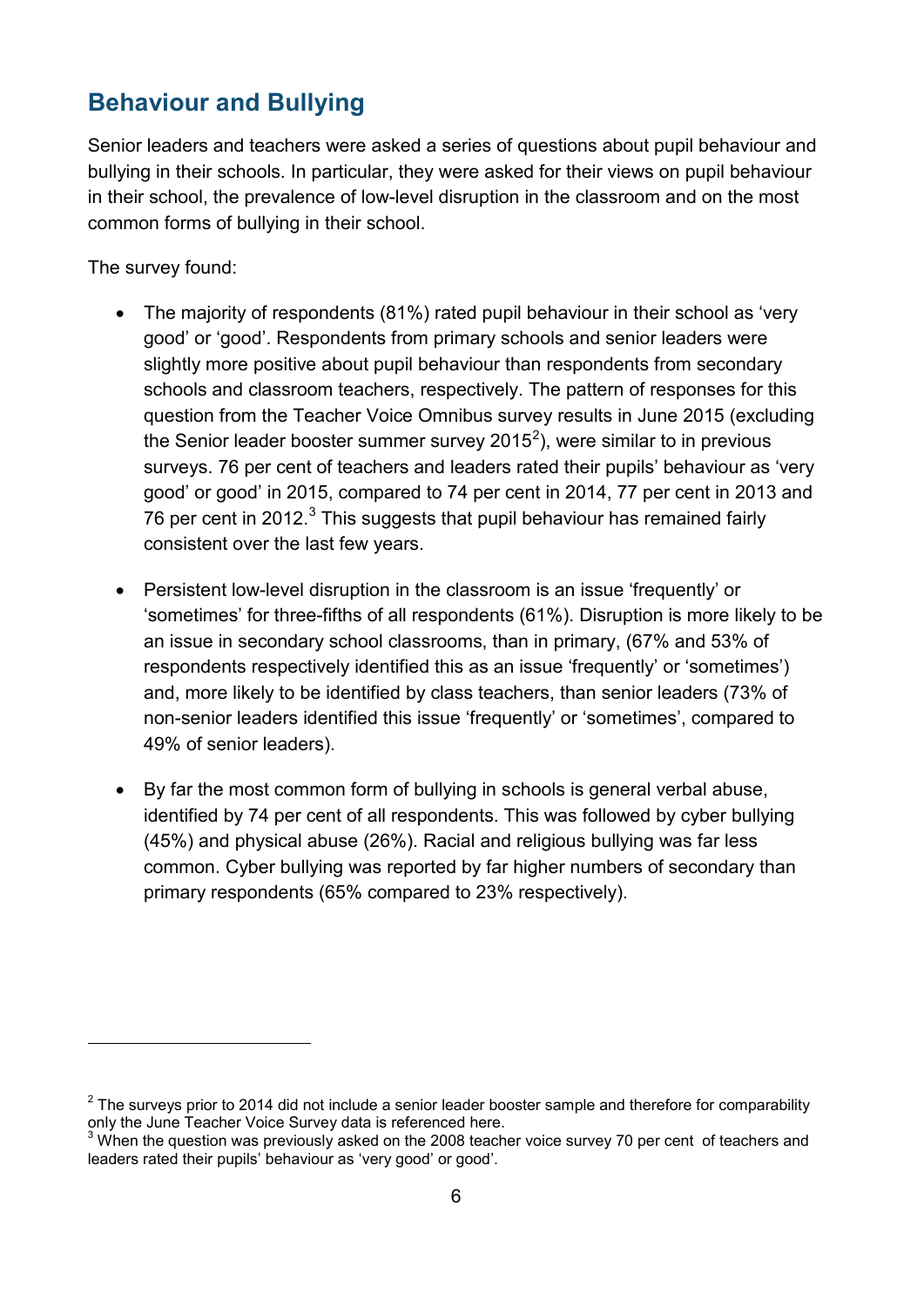## Behaviour and Bullying

Senior leaders and teachers were asked a series of questions about pupil behaviour and bullying in their schools. In particular, they were asked for their views on pupil behaviour in their school, the prevalence of low-level disruption in the classroom and on the most common forms of bullying in their school.

The survey found:

- The majority of respondents (81%) rated pupil behaviour in their school as 'very good' or 'good'. Respondents from primary schools and senior leaders were slightly more positive about pupil behaviour than respondents from secondary schools and classroom teachers, respectively. The pattern of responses for this question from the Teacher Voice Omnibus survey results in June 2015 (excluding the Senior leader booster summer survey 2015[2]), were similar to in previous surveys. 76 per cent of teachers and leaders rated their pupils' behaviour as 'very good' or good' in 2015, compared to 74 per cent in 2014, 77 per cent in 2013 and 76 per cent in 2012.[3] This suggests that pupil behaviour has remained fairly consistent over the last few years.

- Persistent low-level disruption in the classroom is an issue 'frequently' or 'sometimes' for three-fifths of all respondents (61%). Disruption is more likely to be an issue in secondary school classrooms, than in primary, (67% and 53% of respondents respectively identified this as an issue 'frequently' or 'sometimes') and, more likely to be identified by class teachers, than senior leaders (73% of non-senior leaders identified this issue 'frequently' or 'sometimes', compared to 49% of senior leaders).

- By far the most common form of bullying in schools is general verbal abuse, identified by 74 per cent of all respondents. This was followed by cyber bullying (45%) and physical abuse (26%). Racial and religious bullying was far less common. Cyber bullying was reported by far higher numbers of secondary than primary respondents (65% compared to 23% respectively).

---

[2] The surveys prior to 2014 did not include a senior leader booster sample and therefore for comparability only the June Teacher Voice Survey data is referenced here.

[3] When the question was previously asked on the 2008 teacher voice survey 70 per cent of teachers and leaders rated their pupils' behaviour as 'very good' or good'.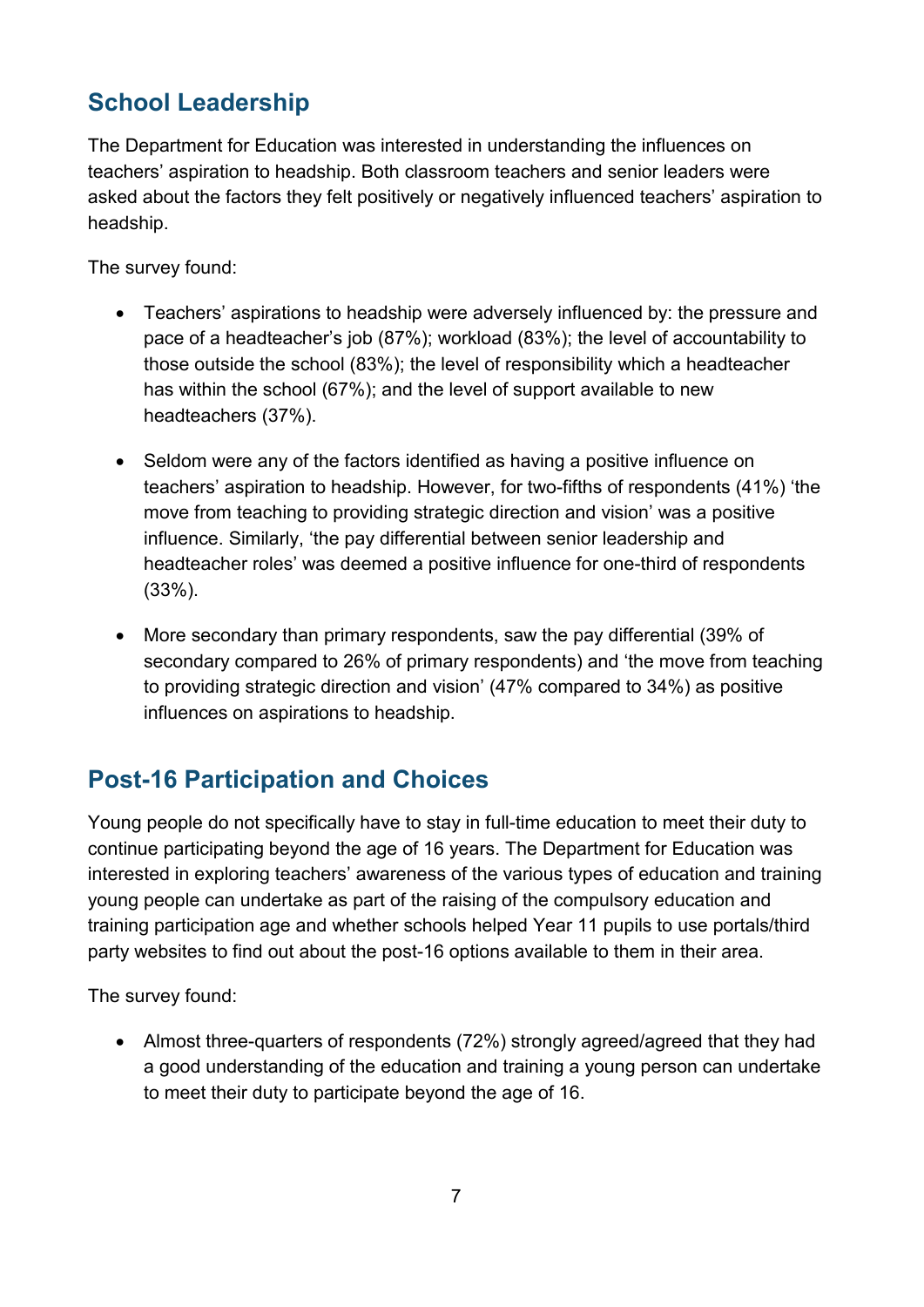## School Leadership

The Department for Education was interested in understanding the influences on teachers' aspiration to headship. Both classroom teachers and senior leaders were asked about the factors they felt positively or negatively influenced teachers' aspiration to headship.

The survey found:

- Teachers' aspirations to headship were adversely influenced by: the pressure and pace of a headteacher's job (87%); workload (83%); the level of accountability to those outside the school (83%); the level of responsibility which a headteacher has within the school (67%); and the level of support available to new headteachers (37%).
- Seldom were any of the factors identified as having a positive influence on teachers' aspiration to headship. However, for two-fifths of respondents (41%) 'the move from teaching to providing strategic direction and vision' was a positive influence. Similarly, 'the pay differential between senior leadership and headteacher roles' was deemed a positive influence for one-third of respondents (33%).
- More secondary than primary respondents, saw the pay differential (39% of secondary compared to 26% of primary respondents) and 'the move from teaching to providing strategic direction and vision' (47% compared to 34%) as positive influences on aspirations to headship.

## Post-16 Participation and Choices

Young people do not specifically have to stay in full-time education to meet their duty to continue participating beyond the age of 16 years. The Department for Education was interested in exploring teachers' awareness of the various types of education and training young people can undertake as part of the raising of the compulsory education and training participation age and whether schools helped Year 11 pupils to use portals/third party websites to find out about the post-16 options available to them in their area.

The survey found:

- Almost three-quarters of respondents (72%) strongly agreed/agreed that they had a good understanding of the education and training a young person can undertake to meet their duty to participate beyond the age of 16.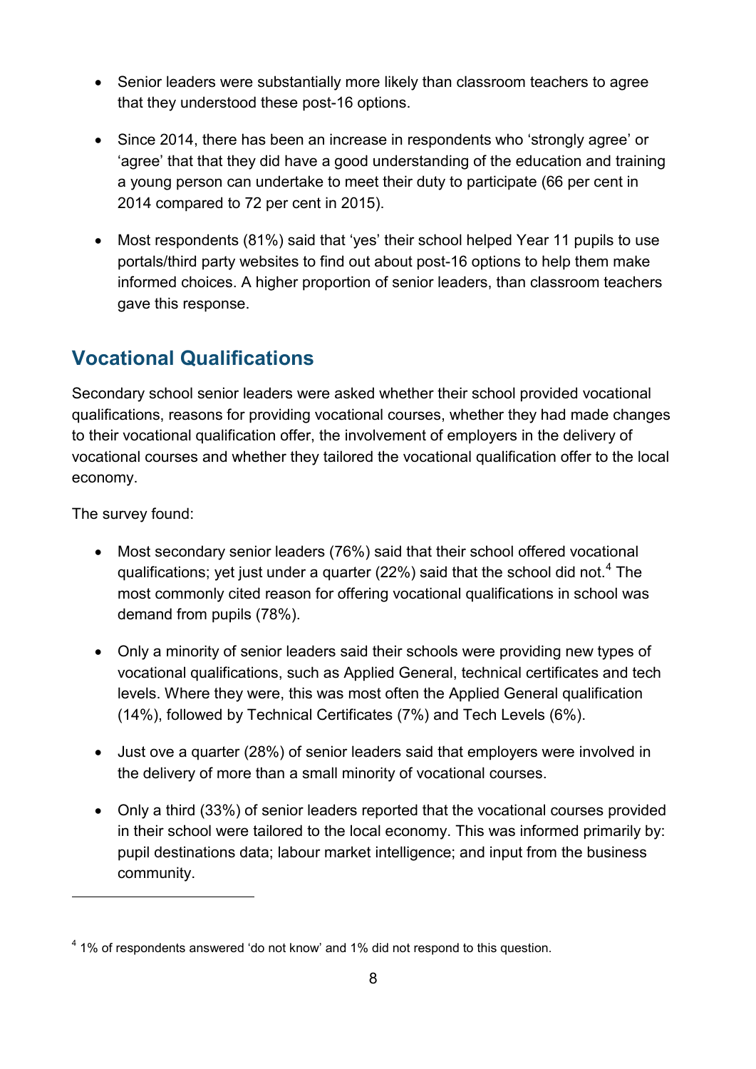- Senior leaders were substantially more likely than classroom teachers to agree that they understood these post-16 options.
- Since 2014, there has been an increase in respondents who 'strongly agree' or 'agree' that that they did have a good understanding of the education and training a young person can undertake to meet their duty to participate (66 per cent in 2014 compared to 72 per cent in 2015).
- Most respondents (81%) said that 'yes' their school helped Year 11 pupils to use portals/third party websites to find out about post-16 options to help them make informed choices. A higher proportion of senior leaders, than classroom teachers gave this response.

## Vocational Qualifications

Secondary school senior leaders were asked whether their school provided vocational qualifications, reasons for providing vocational courses, whether they had made changes to their vocational qualification offer, the involvement of employers in the delivery of vocational courses and whether they tailored the vocational qualification offer to the local economy.

The survey found:

- Most secondary senior leaders (76%) said that their school offered vocational qualifications; yet just under a quarter (22%) said that the school did not.[4] The most commonly cited reason for offering vocational qualifications in school was demand from pupils (78%).
- Only a minority of senior leaders said their schools were providing new types of vocational qualifications, such as Applied General, technical certificates and tech levels. Where they were, this was most often the Applied General qualification (14%), followed by Technical Certificates (7%) and Tech Levels (6%).
- Just ove a quarter (28%) of senior leaders said that employers were involved in the delivery of more than a small minority of vocational courses.
- Only a third (33%) of senior leaders reported that the vocational courses provided in their school were tailored to the local economy. This was informed primarily by: pupil destinations data; labour market intelligence; and input from the business community.

[4] 1% of respondents answered 'do not know' and 1% did not respond to this question.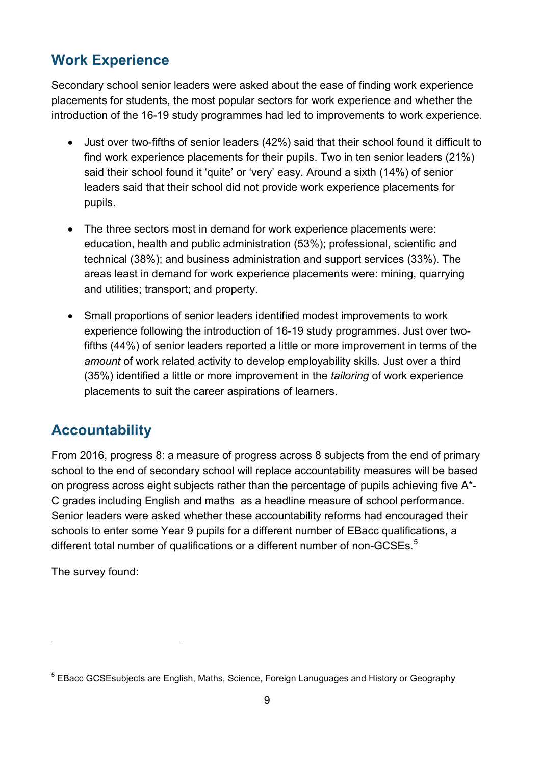## Work Experience

Secondary school senior leaders were asked about the ease of finding work experience placements for students, the most popular sectors for work experience and whether the introduction of the 16-19 study programmes had led to improvements to work experience.

- Just over two-fifths of senior leaders (42%) said that their school found it difficult to find work experience placements for their pupils. Two in ten senior leaders (21%) said their school found it 'quite' or 'very' easy. Around a sixth (14%) of senior leaders said that their school did not provide work experience placements for pupils.
- The three sectors most in demand for work experience placements were: education, health and public administration (53%); professional, scientific and technical (38%); and business administration and support services (33%). The areas least in demand for work experience placements were: mining, quarrying and utilities; transport; and property.
- Small proportions of senior leaders identified modest improvements to work experience following the introduction of 16-19 study programmes. Just over two-fifths (44%) of senior leaders reported a little or more improvement in terms of the *amount* of work related activity to develop employability skills. Just over a third (35%) identified a little or more improvement in the *tailoring* of work experience placements to suit the career aspirations of learners.

## Accountability

From 2016, progress 8: a measure of progress across 8 subjects from the end of primary school to the end of secondary school will replace accountability measures will be based on progress across eight subjects rather than the percentage of pupils achieving five A*-C grades including English and maths as a headline measure of school performance. Senior leaders were asked whether these accountability reforms had encouraged their schools to enter some Year 9 pupils for a different number of EBacc qualifications, a different total number of qualifications or a different number of non-GCSEs.[5]

The survey found:

---

[5] EBacc GCSEsubjects are English, Maths, Science, Foreign Lanuguages and History or Geography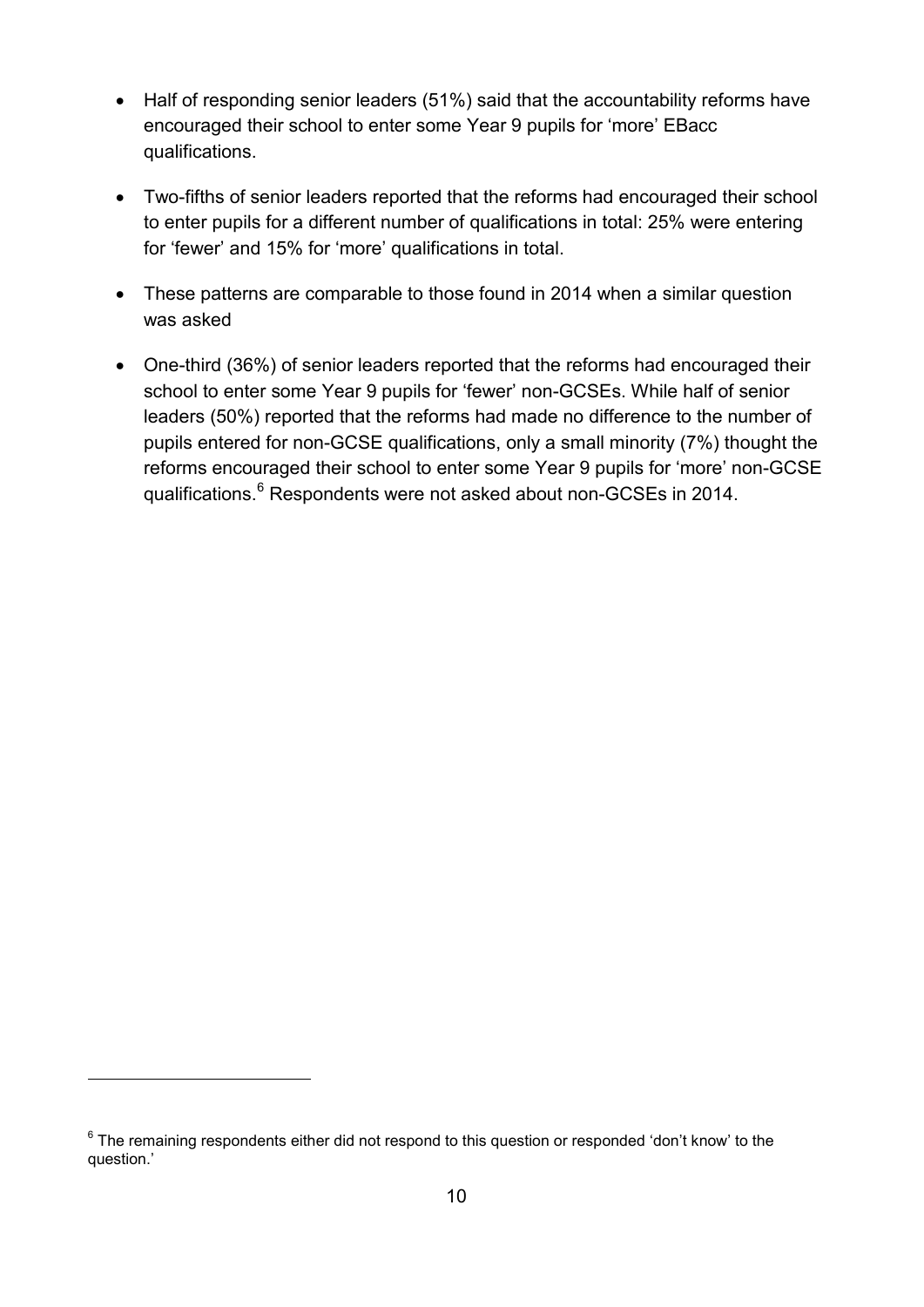- Half of responding senior leaders (51%) said that the accountability reforms have encouraged their school to enter some Year 9 pupils for 'more' EBacc qualifications.
- Two-fifths of senior leaders reported that the reforms had encouraged their school to enter pupils for a different number of qualifications in total: 25% were entering for 'fewer' and 15% for 'more' qualifications in total.
- These patterns are comparable to those found in 2014 when a similar question was asked
- One-third (36%) of senior leaders reported that the reforms had encouraged their school to enter some Year 9 pupils for 'fewer' non-GCSEs. While half of senior leaders (50%) reported that the reforms had made no difference to the number of pupils entered for non-GCSE qualifications, only a small minority (7%) thought the reforms encouraged their school to enter some Year 9 pupils for 'more' non-GCSE qualifications.[6] Respondents were not asked about non-GCSEs in 2014.

---

[6] The remaining respondents either did not respond to this question or responded 'don't know' to the question.'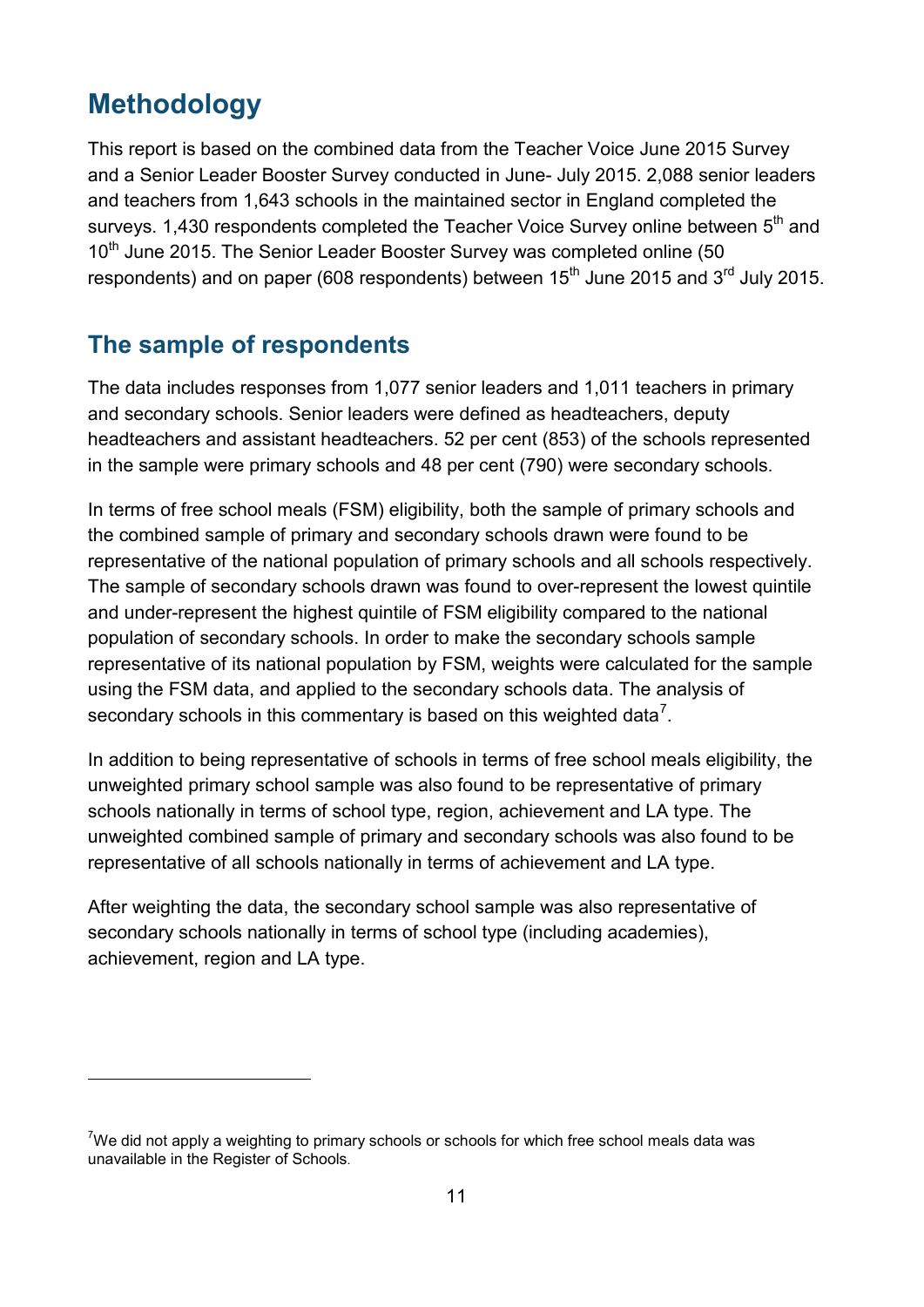# Methodology

This report is based on the combined data from the Teacher Voice June 2015 Survey and a Senior Leader Booster Survey conducted in June- July 2015. 2,088 senior leaders and teachers from 1,643 schools in the maintained sector in England completed the surveys. 1,430 respondents completed the Teacher Voice Survey online between 5th and 10th June 2015. The Senior Leader Booster Survey was completed online (50 respondents) and on paper (608 respondents) between 15th June 2015 and 3rd July 2015.

## The sample of respondents

The data includes responses from 1,077 senior leaders and 1,011 teachers in primary and secondary schools. Senior leaders were defined as headteachers, deputy headteachers and assistant headteachers. 52 per cent (853) of the schools represented in the sample were primary schools and 48 per cent (790) were secondary schools.

In terms of free school meals (FSM) eligibility, both the sample of primary schools and the combined sample of primary and secondary schools drawn were found to be representative of the national population of primary schools and all schools respectively. The sample of secondary schools drawn was found to over-represent the lowest quintile and under-represent the highest quintile of FSM eligibility compared to the national population of secondary schools. In order to make the secondary schools sample representative of its national population by FSM, weights were calculated for the sample using the FSM data, and applied to the secondary schools data. The analysis of secondary schools in this commentary is based on this weighted data[7].

In addition to being representative of schools in terms of free school meals eligibility, the unweighted primary school sample was also found to be representative of primary schools nationally in terms of school type, region, achievement and LA type. The unweighted combined sample of primary and secondary schools was also found to be representative of all schools nationally in terms of achievement and LA type.

After weighting the data, the secondary school sample was also representative of secondary schools nationally in terms of school type (including academies), achievement, region and LA type.

---

[7] We did not apply a weighting to primary schools or schools for which free school meals data was unavailable in the Register of Schools.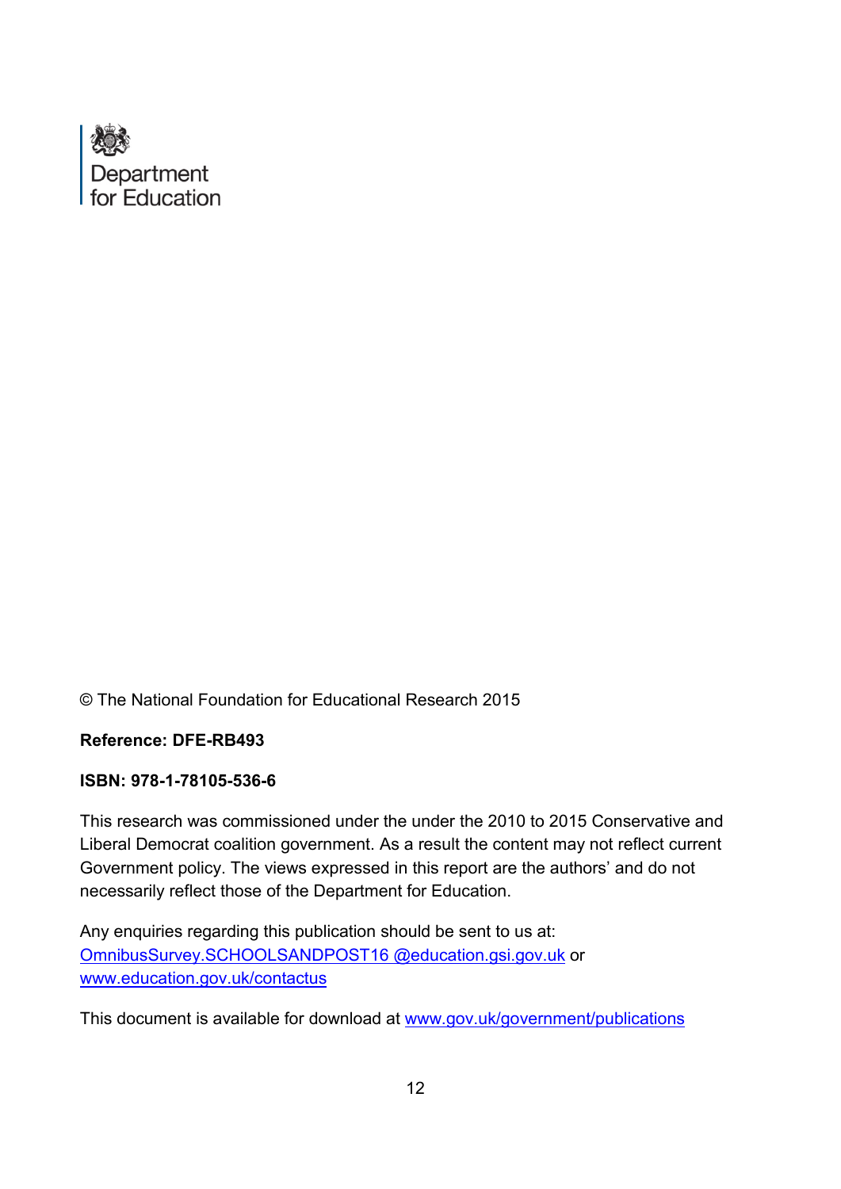Department for Education

© The National Foundation for Educational Research 2015

**Reference: DFE-RB493**

**ISBN: 978-1-78105-536-6**

This research was commissioned under the under the 2010 to 2015 Conservative and Liberal Democrat coalition government. As a result the content may not reflect current Government policy. The views expressed in this report are the authors' and do not necessarily reflect those of the Department for Education.

Any enquiries regarding this publication should be sent to us at: OmnibusSurvey.SCHOOLSANDPOST16 @education.gsi.gov.uk or www.education.gov.uk/contactus

This document is available for download at www.gov.uk/government/publications